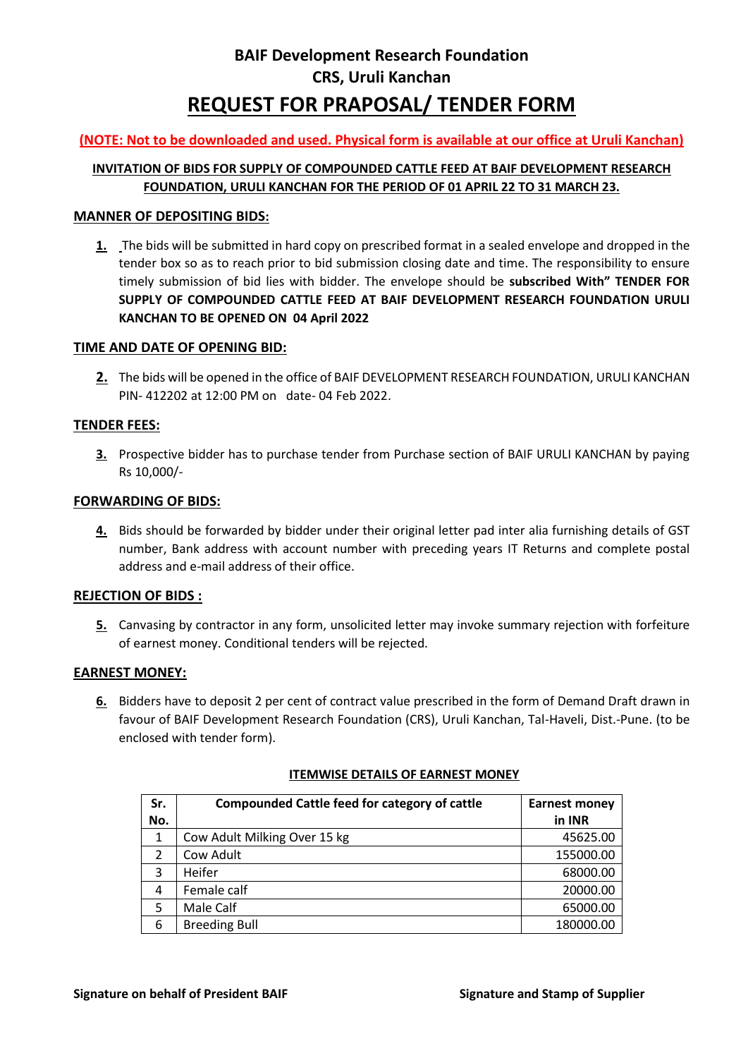# BAIF Development Research Foundation
# CRS, Uruli Kanchan
# REQUEST FOR PRAPOSAL/ TENDER FORM

**(NOTE: Not to be downloaded and used. Physical form is available at our office at Uruli Kanchan)**

**INVITATION OF BIDS FOR SUPPLY OF COMPOUNDED CATTLE FEED AT BAIF DEVELOPMENT RESEARCH FOUNDATION, URULI KANCHAN FOR THE PERIOD OF 01 APRIL 22 TO 31 MARCH 23.**

## MANNER OF DEPOSITING BIDS:

**1.** The bids will be submitted in hard copy on prescribed format in a sealed envelope and dropped in the tender box so as to reach prior to bid submission closing date and time. The responsibility to ensure timely submission of bid lies with bidder. The envelope should be **subscribed With" TENDER FOR SUPPLY OF COMPOUNDED CATTLE FEED AT BAIF DEVELOPMENT RESEARCH FOUNDATION URULI KANCHAN TO BE OPENED ON 04 April 2022**

## TIME AND DATE OF OPENING BID:

**2.** The bids will be opened in the office of BAIF DEVELOPMENT RESEARCH FOUNDATION, URULI KANCHAN PIN- 412202 at 12:00 PM on date- 04 Feb 2022.

## TENDER FEES:

**3.** Prospective bidder has to purchase tender from Purchase section of BAIF URULI KANCHAN by paying Rs 10,000/-

## FORWARDING OF BIDS:

**4.** Bids should be forwarded by bidder under their original letter pad inter alia furnishing details of GST number, Bank address with account number with preceding years IT Returns and complete postal address and e-mail address of their office.

## REJECTION OF BIDS :

**5.** Canvasing by contractor in any form, unsolicited letter may invoke summary rejection with forfeiture of earnest money. Conditional tenders will be rejected.

## EARNEST MONEY:

**6.** Bidders have to deposit 2 per cent of contract value prescribed in the form of Demand Draft drawn in favour of BAIF Development Research Foundation (CRS), Uruli Kanchan, Tal-Haveli, Dist.-Pune. (to be enclosed with tender form).

**ITEMWISE DETAILS OF EARNEST MONEY**

| Sr. No. | Compounded Cattle feed for category of cattle | Earnest money in INR |
|---|---|---|
| 1 | Cow Adult Milking Over 15 kg | 45625.00 |
| 2 | Cow Adult | 155000.00 |
| 3 | Heifer | 68000.00 |
| 4 | Female calf | 20000.00 |
| 5 | Male Calf | 65000.00 |
| 6 | Breeding Bull | 180000.00 |

**Signature on behalf of President BAIF**

**Signature and Stamp of Supplier**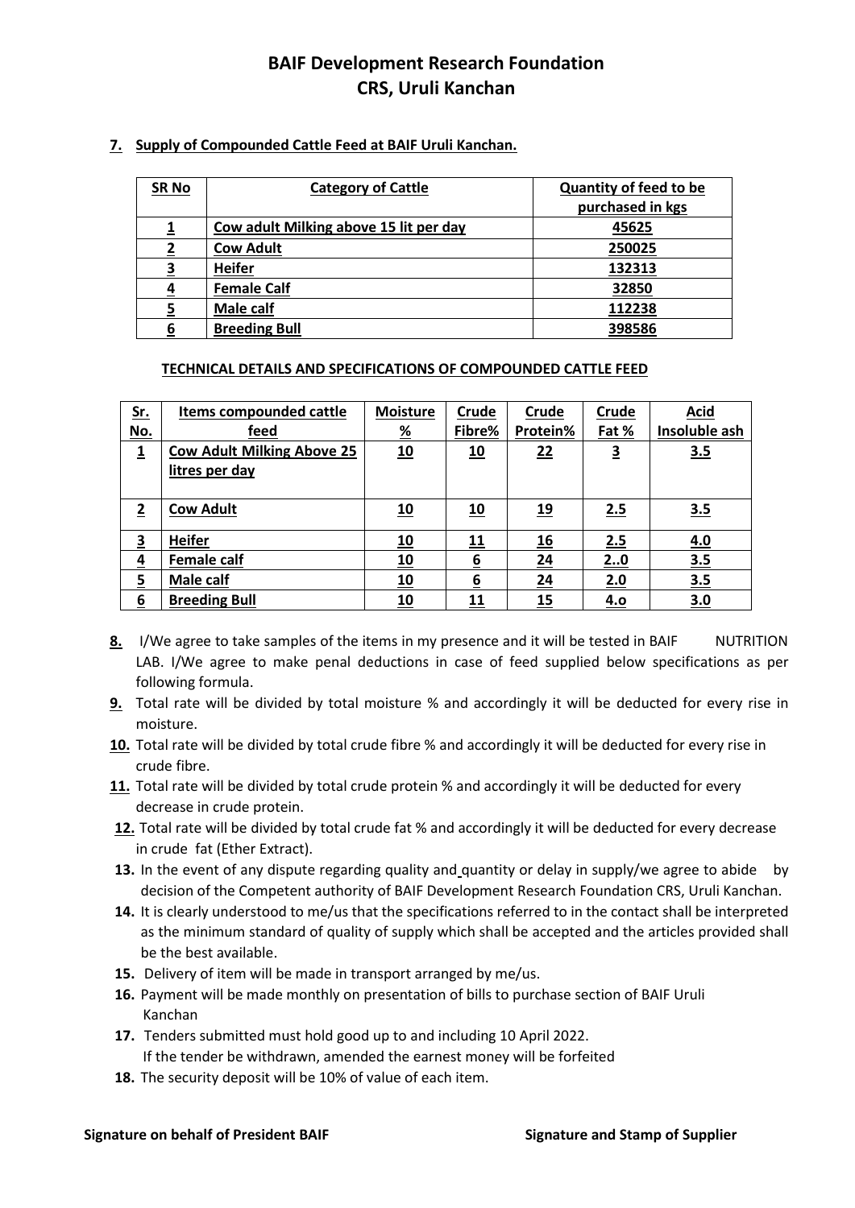# BAIF Development Research Foundation
# CRS, Uruli Kanchan

**7. Supply of Compounded Cattle Feed at BAIF Uruli Kanchan.**

| SR No | Category of Cattle | Quantity of feed to be purchased in kgs |
|---|---|---|
| 1 | Cow adult Milking above 15 lit per day | 45625 |
| 2 | Cow Adult | 250025 |
| 3 | Heifer | 132313 |
| 4 | Female Calf | 32850 |
| 5 | Male calf | 112238 |
| 6 | Breeding Bull | 398586 |

**TECHNICAL DETAILS AND SPECIFICATIONS OF COMPOUNDED CATTLE FEED**

| Sr. No. | Items compounded cattle feed | Moisture % | Crude Fibre% | Crude Protein% | Crude Fat % | Acid Insoluble ash |
|---|---|---|---|---|---|---|
| 1 | Cow Adult Milking Above 25 litres per day | 10 | 10 | 22 | 3 | 3.5 |
| 2 | Cow Adult | 10 | 10 | 19 | 2.5 | 3.5 |
| 3 | Heifer | 10 | 11 | 16 | 2.5 | 4.0 |
| 4 | Female calf | 10 | 6 | 24 | 2..0 | 3.5 |
| 5 | Male calf | 10 | 6 | 24 | 2.0 | 3.5 |
| 6 | Breeding Bull | 10 | 11 | 15 | 4.o | 3.0 |

**8.** I/We agree to take samples of the items in my presence and it will be tested in BAIF NUTRITION LAB. I/We agree to make penal deductions in case of feed supplied below specifications as per following formula.

**9.** Total rate will be divided by total moisture % and accordingly it will be deducted for every rise in moisture.

**10.** Total rate will be divided by total crude fibre % and accordingly it will be deducted for every rise in crude fibre.

**11.** Total rate will be divided by total crude protein % and accordingly it will be deducted for every decrease in crude protein.

**12.** Total rate will be divided by total crude fat % and accordingly it will be deducted for every decrease in crude fat (Ether Extract).

**13.** In the event of any dispute regarding quality and quantity or delay in supply/we agree to abide by decision of the Competent authority of BAIF Development Research Foundation CRS, Uruli Kanchan.

**14.** It is clearly understood to me/us that the specifications referred to in the contact shall be interpreted as the minimum standard of quality of supply which shall be accepted and the articles provided shall be the best available.

**15.** Delivery of item will be made in transport arranged by me/us.

**16.** Payment will be made monthly on presentation of bills to purchase section of BAIF Uruli Kanchan

**17.** Tenders submitted must hold good up to and including 10 April 2022.
If the tender be withdrawn, amended the earnest money will be forfeited

**18.** The security deposit will be 10% of value of each item.

**Signature on behalf of President BAIF** **Signature and Stamp of Supplier**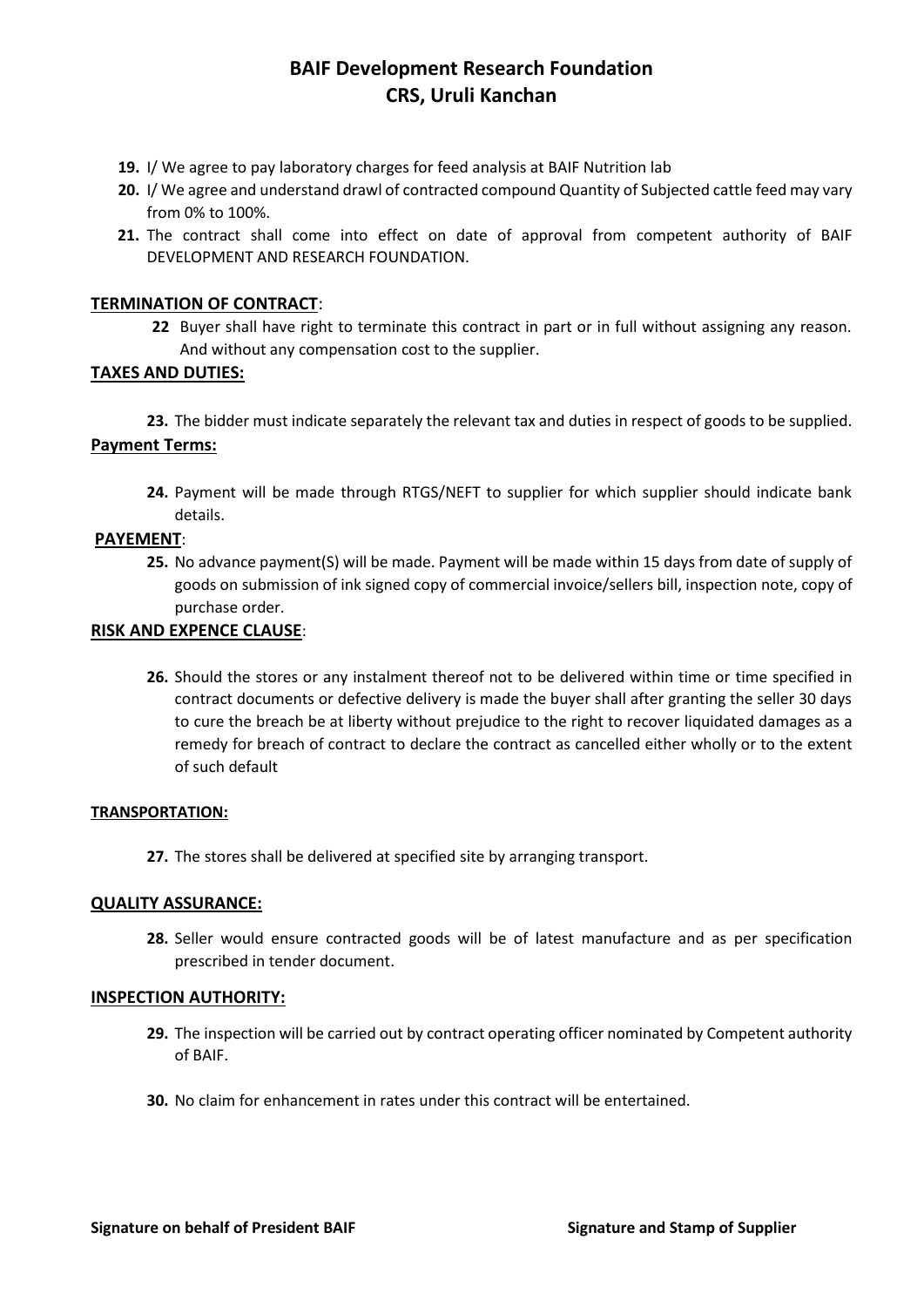# BAIF Development Research Foundation
## CRS, Uruli Kanchan

19. I/ We agree to pay laboratory charges for feed analysis at BAIF Nutrition lab
20. I/ We agree and understand drawl of contracted compound Quantity of Subjected cattle feed may vary from 0% to 100%.
21. The contract shall come into effect on date of approval from competent authority of BAIF DEVELOPMENT AND RESEARCH FOUNDATION.

**TERMINATION OF CONTRACT**:

22 Buyer shall have right to terminate this contract in part or in full without assigning any reason. And without any compensation cost to the supplier.

**TAXES AND DUTIES:**

23. The bidder must indicate separately the relevant tax and duties in respect of goods to be supplied.

**Payment Terms:**

24. Payment will be made through RTGS/NEFT to supplier for which supplier should indicate bank details.

**PAYEMENT**:

25. No advance payment(S) will be made. Payment will be made within 15 days from date of supply of goods on submission of ink signed copy of commercial invoice/sellers bill, inspection note, copy of purchase order.

**RISK AND EXPENCE CLAUSE**:

26. Should the stores or any instalment thereof not to be delivered within time or time specified in contract documents or defective delivery is made the buyer shall after granting the seller 30 days to cure the breach be at liberty without prejudice to the right to recover liquidated damages as a remedy for breach of contract to declare the contract as cancelled either wholly or to the extent of such default

**TRANSPORTATION:**

27. The stores shall be delivered at specified site by arranging transport.

**QUALITY ASSURANCE:**

28. Seller would ensure contracted goods will be of latest manufacture and as per specification prescribed in tender document.

**INSPECTION AUTHORITY:**

29. The inspection will be carried out by contract operating officer nominated by Competent authority of BAIF.

30. No claim for enhancement in rates under this contract will be entertained.

**Signature on behalf of President BAIF** **Signature and Stamp of Supplier**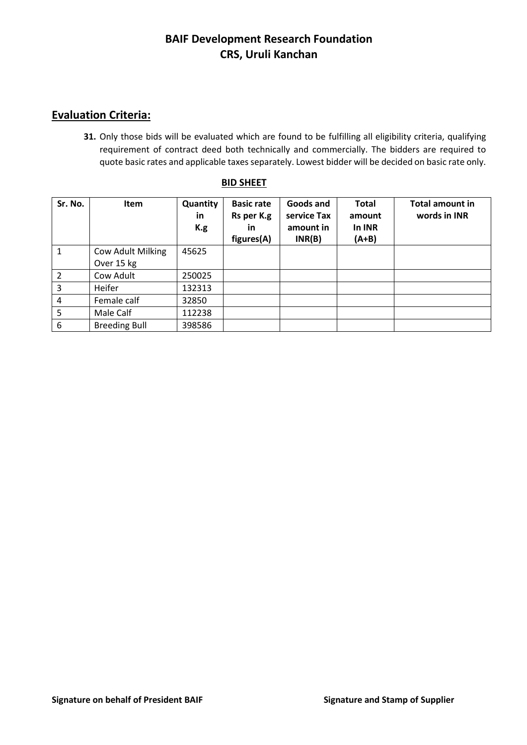# BAIF Development Research Foundation
# CRS, Uruli Kanchan

## Evaluation Criteria:

**31.** Only those bids will be evaluated which are found to be fulfilling all eligibility criteria, qualifying requirement of contract deed both technically and commercially. The bidders are required to quote basic rates and applicable taxes separately. Lowest bidder will be decided on basic rate only.

**BID SHEET**

| Sr. No. | Item | Quantity in K.g | Basic rate Rs per K.g in figures(A) | Goods and service Tax amount in INR(B) | Total amount In INR (A+B) | Total amount in words in INR |
|---|---|---|---|---|---|---|
| 1 | Cow Adult Milking Over 15 kg | 45625 | | | | |
| 2 | Cow Adult | 250025 | | | | |
| 3 | Heifer | 132313 | | | | |
| 4 | Female calf | 32850 | | | | |
| 5 | Male Calf | 112238 | | | | |
| 6 | Breeding Bull | 398586 | | | | |

**Signature on behalf of President BAIF** **Signature and Stamp of Supplier**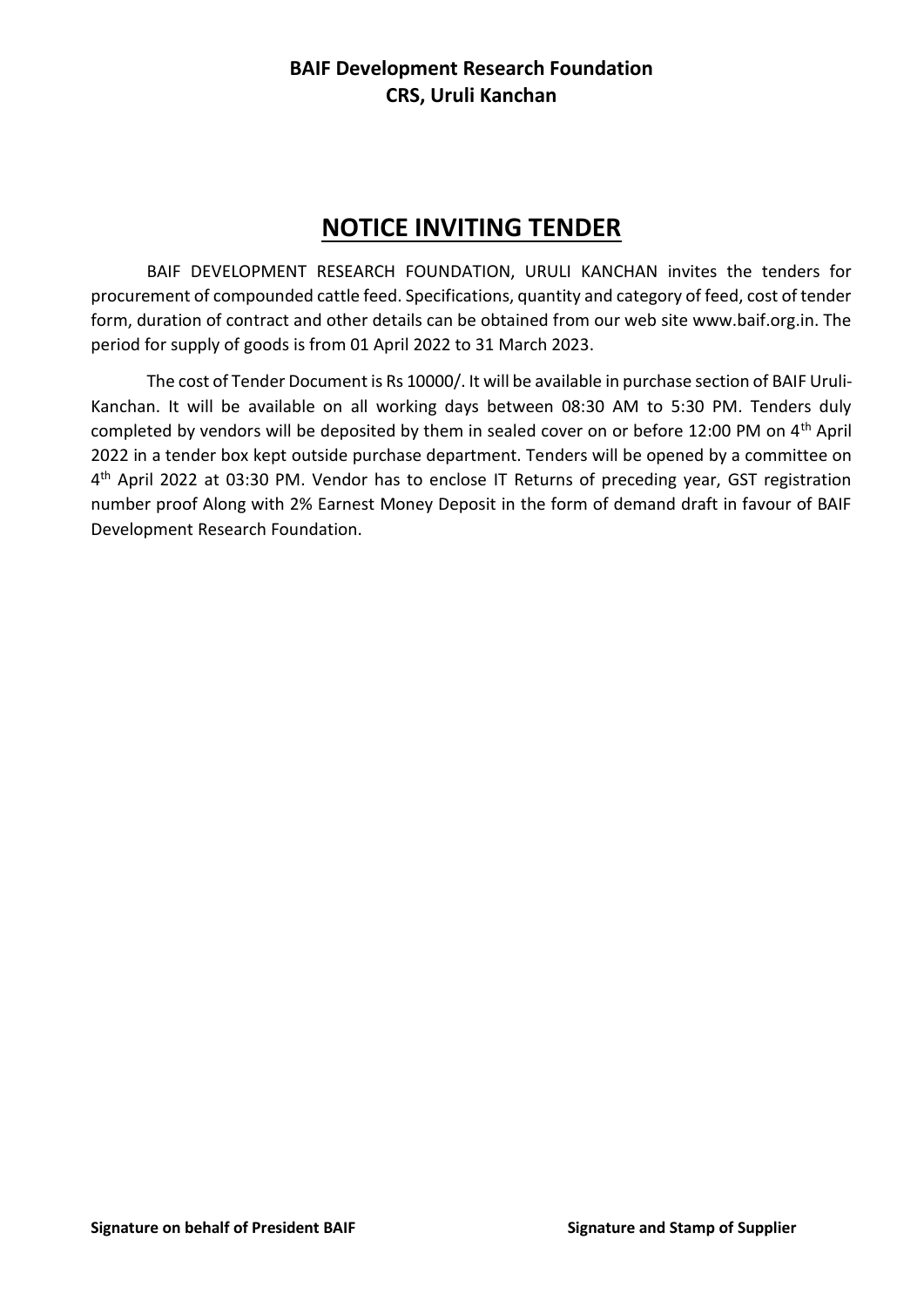**BAIF Development Research Foundation**
**CRS, Uruli Kanchan**

# NOTICE INVITING TENDER

BAIF DEVELOPMENT RESEARCH FOUNDATION, URULI KANCHAN invites the tenders for procurement of compounded cattle feed. Specifications, quantity and category of feed, cost of tender form, duration of contract and other details can be obtained from our web site www.baif.org.in. The period for supply of goods is from 01 April 2022 to 31 March 2023.

The cost of Tender Document is Rs 10000/. It will be available in purchase section of BAIF Uruli-Kanchan. It will be available on all working days between 08:30 AM to 5:30 PM. Tenders duly completed by vendors will be deposited by them in sealed cover on or before 12:00 PM on 4th April 2022 in a tender box kept outside purchase department. Tenders will be opened by a committee on 4th April 2022 at 03:30 PM. Vendor has to enclose IT Returns of preceding year, GST registration number proof Along with 2% Earnest Money Deposit in the form of demand draft in favour of BAIF Development Research Foundation.

**Signature on behalf of President BAIF** **Signature and Stamp of Supplier**